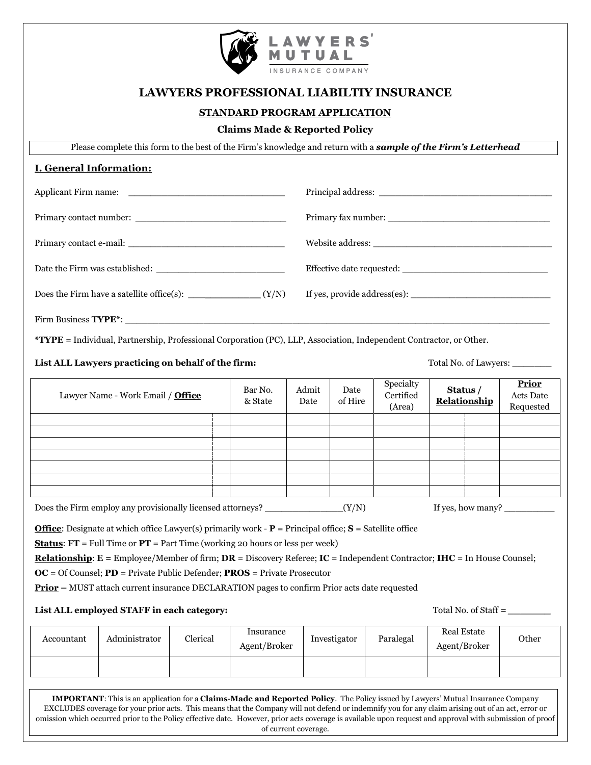# LAWYERS PROFESSIONAL LIABILTIY INSURANCE

## STANDARD PROGRAM APPLICATION

### Claims Made & Reported Policy

Please complete this form to the best of the Firm's knowledge and return with a ***sample of the Firm's Letterhead***

## I. General Information:

Applicant Firm name: ______________________________ Principal address: ________________________________

Primary contact number: ______________________________ Primary fax number: ______________________________

Primary contact e-mail: ______________________________ Website address: _________________________________

Date the Firm was established: _________________________ Effective date requested: ___________________________

Does the Firm have a satellite office(s): _____________ (Y/N) If yes, provide address(es): __________________________

Firm Business **TYPE***: ________________________________________________________________________________

***TYPE** = Individual, Partnership, Professional Corporation (PC), LLP, Association, Independent Contractor, or Other.

**List ALL Lawyers practicing on behalf of the firm:** Total No. of Lawyers: _______

| Lawyer Name - Work Email / **Office** | | Bar No. & State | Admit Date | Date of Hire | Specialty Certified (Area) | **Status** / **Relationship** | | **Prior** Acts Date Requested |
|---|---|---|---|---|---|---|---|---|
| | | | | | | | | |
| | | | | | | | | |
| | | | | | | | | |
| | | | | | | | | |
| | | | | | | | | |
| | | | | | | | | |
| | | | | | | | | |

Does the Firm employ any provisionally licensed attorneys? ______________(Y/N) If yes, how many? _________

**Office**: Designate at which office Lawyer(s) primarily work - **P** = Principal office; **S** = Satellite office

**Status**: **FT** = Full Time or **PT** = Part Time (working 20 hours or less per week)

**Relationship**: **E** = Employee/Member of firm; **DR** = Discovery Referee; **IC** = Independent Contractor; **IHC** = In House Counsel; **OC** = Of Counsel; **PD** = Private Public Defender; **PROS** = Private Prosecutor

**Prior** – MUST attach current insurance DECLARATION pages to confirm Prior acts date requested

**List ALL employed STAFF in each category:** Total No. of Staff = ________

| Accountant | Administrator | Clerical | Insurance Agent/Broker | Investigator | Paralegal | Real Estate Agent/Broker | Other |
|---|---|---|---|---|---|---|---|
| | | | | | | | |

**IMPORTANT**: This is an application for a **Claims-Made and Reported Policy**. The Policy issued by Lawyers' Mutual Insurance Company EXCLUDES coverage for your prior acts. This means that the Company will not defend or indemnify you for any claim arising out of an act, error or omission which occurred prior to the Policy effective date. However, prior acts coverage is available upon request and approval with submission of proof of current coverage.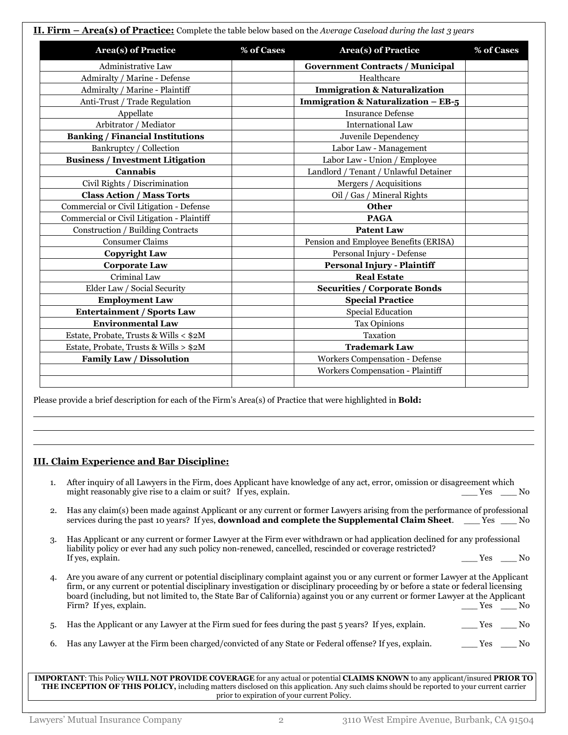**II. Firm – Area(s) of Practice:** Complete the table below based on the *Average Caseload during the last 3 years*

| Area(s) of Practice | % of Cases | Area(s) of Practice | % of Cases |
|---|---|---|---|
| Administrative Law | | **Government Contracts / Municipal** | |
| Admiralty / Marine - Defense | | Healthcare | |
| Admiralty / Marine - Plaintiff | | **Immigration & Naturalization** | |
| Anti-Trust / Trade Regulation | | **Immigration & Naturalization – EB-5** | |
| Appellate | | Insurance Defense | |
| Arbitrator / Mediator | | International Law | |
| **Banking / Financial Institutions** | | Juvenile Dependency | |
| Bankruptcy / Collection | | Labor Law - Management | |
| **Business / Investment Litigation** | | Labor Law - Union / Employee | |
| **Cannabis** | | Landlord / Tenant / Unlawful Detainer | |
| Civil Rights / Discrimination | | Mergers / Acquisitions | |
| **Class Action / Mass Torts** | | Oil / Gas / Mineral Rights | |
| Commercial or Civil Litigation - Defense | | **Other** | |
| Commercial or Civil Litigation - Plaintiff | | **PAGA** | |
| Construction / Building Contracts | | **Patent Law** | |
| Consumer Claims | | Pension and Employee Benefits (ERISA) | |
| **Copyright Law** | | Personal Injury - Defense | |
| **Corporate Law** | | **Personal Injury - Plaintiff** | |
| Criminal Law | | **Real Estate** | |
| Elder Law / Social Security | | **Securities / Corporate Bonds** | |
| **Employment Law** | | **Special Practice** | |
| **Entertainment / Sports Law** | | Special Education | |
| **Environmental Law** | | Tax Opinions | |
| Estate, Probate, Trusts & Wills < $2M | | Taxation | |
| Estate, Probate, Trusts & Wills > $2M | | **Trademark Law** | |
| **Family Law / Dissolution** | | Workers Compensation - Defense | |
| | | Workers Compensation - Plaintiff | |
| | | | |

Please provide a brief description for each of the Firm's Area(s) of Practice that were highlighted in **Bold:**

_______________________________________________

_______________________________________________

_______________________________________________

## III. Claim Experience and Bar Discipline:

1. After inquiry of all Lawyers in the Firm, does Applicant have knowledge of any act, error, omission or disagreement which might reasonably give rise to a claim or suit? If yes, explain. ___ Yes ___ No

2. Has any claim(s) been made against Applicant or any current or former Lawyers arising from the performance of professional services during the past 10 years? If yes, **download and complete the Supplemental Claim Sheet**. ___ Yes ___ No

3. Has Applicant or any current or former Lawyer at the Firm ever withdrawn or had application declined for any professional liability policy or ever had any such policy non-renewed, cancelled, rescinded or coverage restricted? If yes, explain. ___ Yes ___ No

4. Are you aware of any current or potential disciplinary complaint against you or any current or former Lawyer at the Applicant firm, or any current or potential disciplinary investigation or disciplinary proceeding by or before a state or federal licensing board (including, but not limited to, the State Bar of California) against you or any current or former Lawyer at the Applicant Firm? If yes, explain. ___ Yes ___ No

5. Has the Applicant or any Lawyer at the Firm sued for fees during the past 5 years? If yes, explain. ___ Yes ___ No

6. Has any Lawyer at the Firm been charged/convicted of any State or Federal offense? If yes, explain. ___ Yes ___ No

**IMPORTANT**: This Policy **WILL NOT PROVIDE COVERAGE** for any actual or potential **CLAIMS KNOWN** to any applicant/insured **PRIOR TO THE INCEPTION OF THIS POLICY,** including matters disclosed on this application. Any such claims should be reported to your current carrier prior to expiration of your current Policy.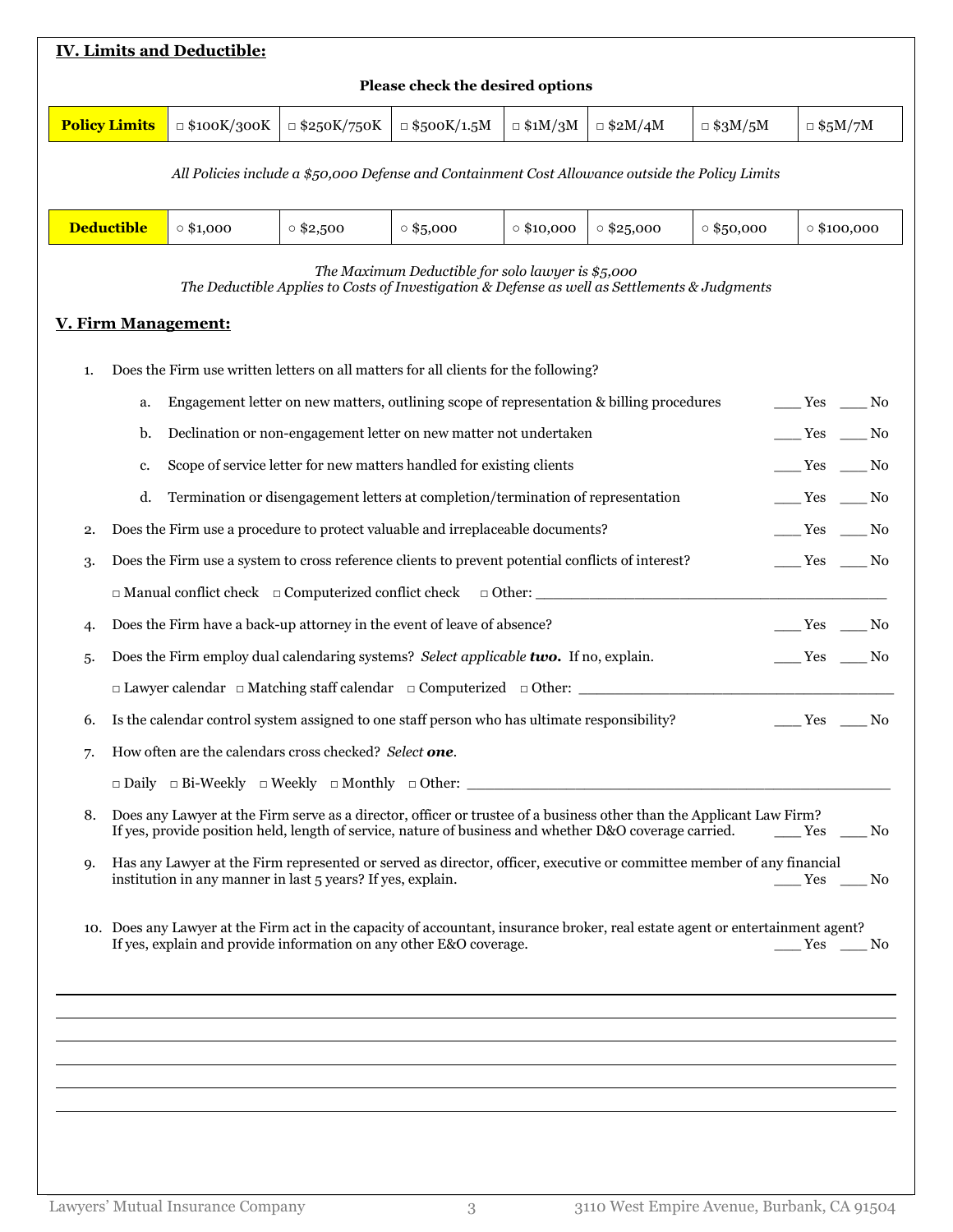## IV. Limits and Deductible:

**Please check the desired options**

| **Policy Limits** | □ $100K/300K | □ $250K/750K | □ $500K/1.5M | □ $1M/3M | □ $2M/4M | □ $3M/5M | □ $5M/7M |
|---|---|---|---|---|---|---|---|

*All Policies include a $50,000 Defense and Containment Cost Allowance outside the Policy Limits*

| **Deductible** | ○ $1,000 | ○ $2,500 | ○ $5,000 | ○ $10,000 | ○ $25,000 | ○ $50,000 | ○ $100,000 |
|---|---|---|---|---|---|---|---|

*The Maximum Deductible for solo lawyer is $5,000*
*The Deductible Applies to Costs of Investigation & Defense as well as Settlements & Judgments*

## V. Firm Management:

1. Does the Firm use written letters on all matters for all clients for the following?
   a. Engagement letter on new matters, outlining scope of representation & billing procedures ___ Yes ___ No
   b. Declination or non-engagement letter on new matter not undertaken ___ Yes ___ No
   c. Scope of service letter for new matters handled for existing clients ___ Yes ___ No
   d. Termination or disengagement letters at completion/termination of representation ___ Yes ___ No
2. Does the Firm use a procedure to protect valuable and irreplaceable documents? ___ Yes ___ No
3. Does the Firm use a system to cross reference clients to prevent potential conflicts of interest? ___ Yes ___ No

   □ Manual conflict check □ Computerized conflict check □ Other: ________________________________
4. Does the Firm have a back-up attorney in the event of leave of absence? ___ Yes ___ No
5. Does the Firm employ dual calendaring systems? *Select applicable* ***two.*** If no, explain. ___ Yes ___ No

   □ Lawyer calendar □ Matching staff calendar □ Computerized □ Other: ________________________________
6. Is the calendar control system assigned to one staff person who has ultimate responsibility? ___ Yes ___ No
7. How often are the calendars cross checked? *Select* ***one***.

   □ Daily □ Bi-Weekly □ Weekly □ Monthly □ Other: ________________________________
8. Does any Lawyer at the Firm serve as a director, officer or trustee of a business other than the Applicant Law Firm? If yes, provide position held, length of service, nature of business and whether D&O coverage carried. ___ Yes ___ No
9. Has any Lawyer at the Firm represented or served as director, officer, executive or committee member of any financial institution in any manner in last 5 years? If yes, explain. ___ Yes ___ No
10. Does any Lawyer at the Firm act in the capacity of accountant, insurance broker, real estate agent or entertainment agent? If yes, explain and provide information on any other E&O coverage. ___ Yes ___ No

______________________________________________________________________________

______________________________________________________________________________

______________________________________________________________________________

______________________________________________________________________________

______________________________________________________________________________

______________________________________________________________________________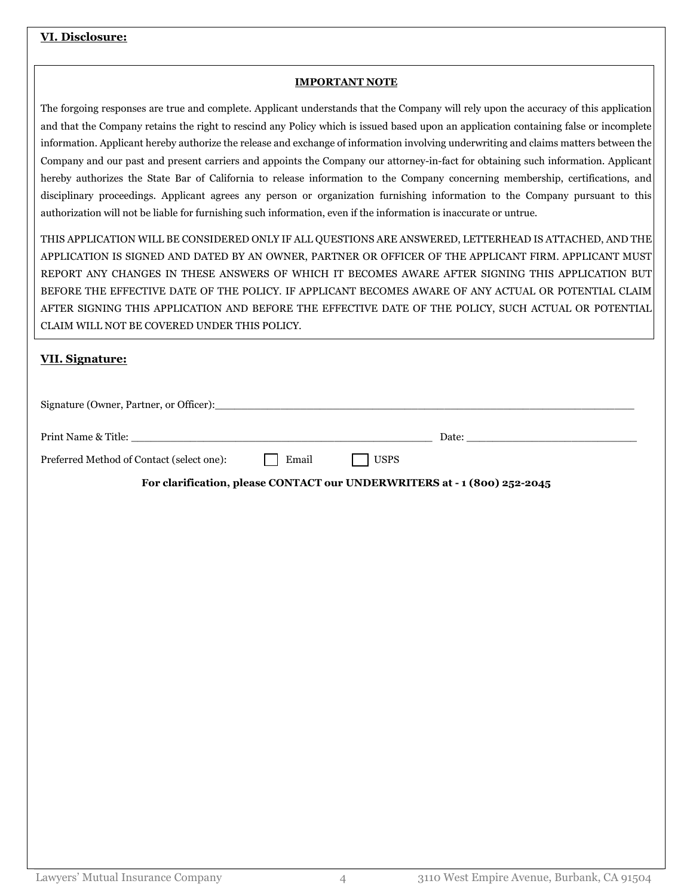## VI. Disclosure:

**IMPORTANT NOTE**

The forgoing responses are true and complete. Applicant understands that the Company will rely upon the accuracy of this application and that the Company retains the right to rescind any Policy which is issued based upon an application containing false or incomplete information. Applicant hereby authorize the release and exchange of information involving underwriting and claims matters between the Company and our past and present carriers and appoints the Company our attorney-in-fact for obtaining such information. Applicant hereby authorizes the State Bar of California to release information to the Company concerning membership, certifications, and disciplinary proceedings. Applicant agrees any person or organization furnishing information to the Company pursuant to this authorization will not be liable for furnishing such information, even if the information is inaccurate or untrue.

THIS APPLICATION WILL BE CONSIDERED ONLY IF ALL QUESTIONS ARE ANSWERED, LETTERHEAD IS ATTACHED, AND THE APPLICATION IS SIGNED AND DATED BY AN OWNER, PARTNER OR OFFICER OF THE APPLICANT FIRM. APPLICANT MUST REPORT ANY CHANGES IN THESE ANSWERS OF WHICH IT BECOMES AWARE AFTER SIGNING THIS APPLICATION BUT BEFORE THE EFFECTIVE DATE OF THE POLICY. IF APPLICANT BECOMES AWARE OF ANY ACTUAL OR POTENTIAL CLAIM AFTER SIGNING THIS APPLICATION AND BEFORE THE EFFECTIVE DATE OF THE POLICY, SUCH ACTUAL OR POTENTIAL CLAIM WILL NOT BE COVERED UNDER THIS POLICY.

## VII. Signature:

Signature (Owner, Partner, or Officer):\_\_\_\_\_\_\_\_\_\_\_\_\_\_\_\_\_\_\_\_\_\_\_\_\_\_\_\_\_\_\_\_\_\_\_\_\_\_\_\_\_\_\_\_\_\_\_\_\_\_

Print Name & Title: \_\_\_\_\_\_\_\_\_\_\_\_\_\_\_\_\_\_\_\_\_\_\_\_\_\_\_\_\_\_\_\_\_\_\_\_ Date: \_\_\_\_\_\_\_\_\_\_\_\_\_\_\_\_\_\_\_\_

Preferred Method of Contact (select one): ☐ Email ☐ USPS

**For clarification, please CONTACT our UNDERWRITERS at - 1 (800) 252-2045**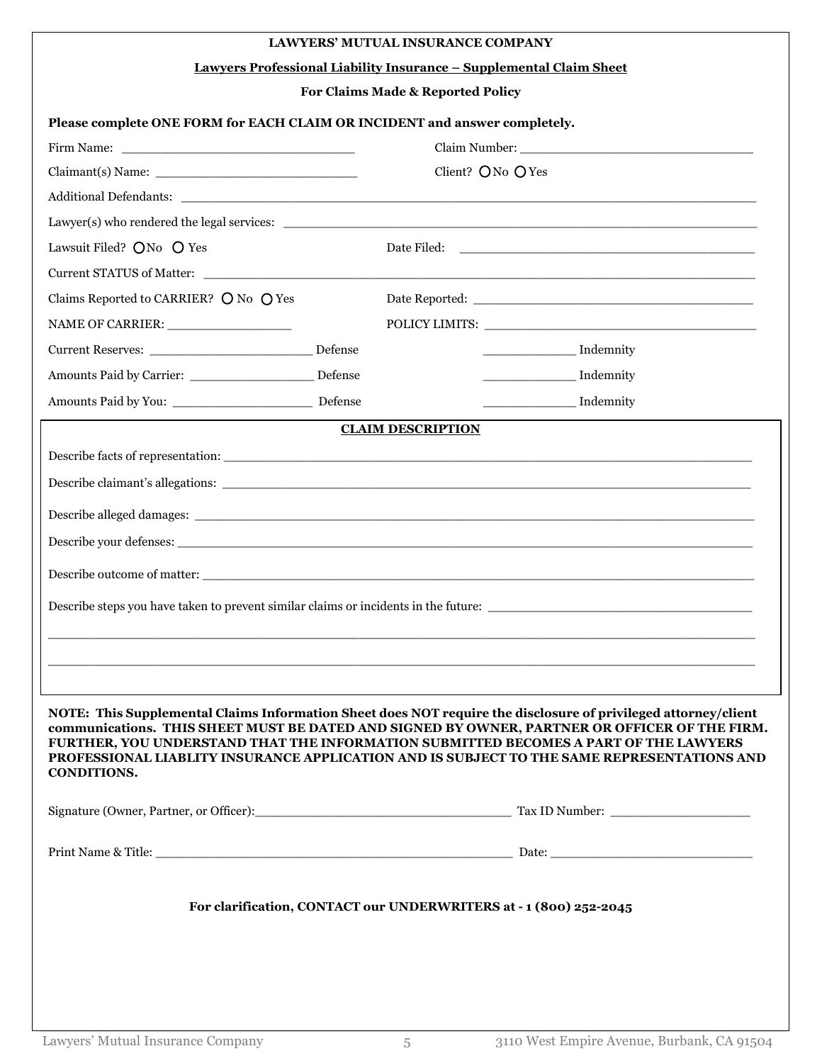**LAWYERS' MUTUAL INSURANCE COMPANY**

**Lawyers Professional Liability Insurance – Supplemental Claim Sheet**

**For Claims Made & Reported Policy**

**Please complete ONE FORM for EACH CLAIM OR INCIDENT and answer completely.**

Firm Name: ______________________________ Claim Number: ______________________________

Claimant(s) Name: __________________________ Client? ◯ No ◯ Yes

Additional Defendants: ________________________________________________________________

Lawyer(s) who rendered the legal services: ____________________________________________

Lawsuit Filed? ◯ No ◯ Yes Date Filed: ______________________________________

Current STATUS of Matter: ______________________________________________________________

Claims Reported to CARRIER? ◯ No ◯ Yes Date Reported: ____________________________________

NAME OF CARRIER: ________________ POLICY LIMITS: ____________________________________

Current Reserves: _____________________ Defense ____________ Indemnity

Amounts Paid by Carrier: ________________ Defense ____________ Indemnity

Amounts Paid by You: __________________ Defense ____________ Indemnity

**CLAIM DESCRIPTION**

Describe facts of representation: ________________________________________________________

Describe claimant's allegations: ________________________________________________________

Describe alleged damages: _____________________________________________________________

Describe your defenses: _______________________________________________________________

Describe outcome of matter: ____________________________________________________________

Describe steps you have taken to prevent similar claims or incidents in the future: ____________________________________

______________________________________________________________________________________

______________________________________________________________________________________

**NOTE: This Supplemental Claims Information Sheet does NOT require the disclosure of privileged attorney/client communications. THIS SHEET MUST BE DATED AND SIGNED BY OWNER, PARTNER OR OFFICER OF THE FIRM. FURTHER, YOU UNDERSTAND THAT THE INFORMATION SUBMITTED BECOMES A PART OF THE LAWYERS PROFESSIONAL LIABLITY INSURANCE APPLICATION AND IS SUBJECT TO THE SAME REPRESENTATIONS AND CONDITIONS.**

Signature (Owner, Partner, or Officer):__________________________________ Tax ID Number: ___________________

Print Name & Title: _______________________________________________ Date: ___________________________

**For clarification, CONTACT our UNDERWRITERS at - 1 (800) 252-2045**

Lawyers' Mutual Insurance Company 3110 West Empire Avenue, Burbank, CA 91504